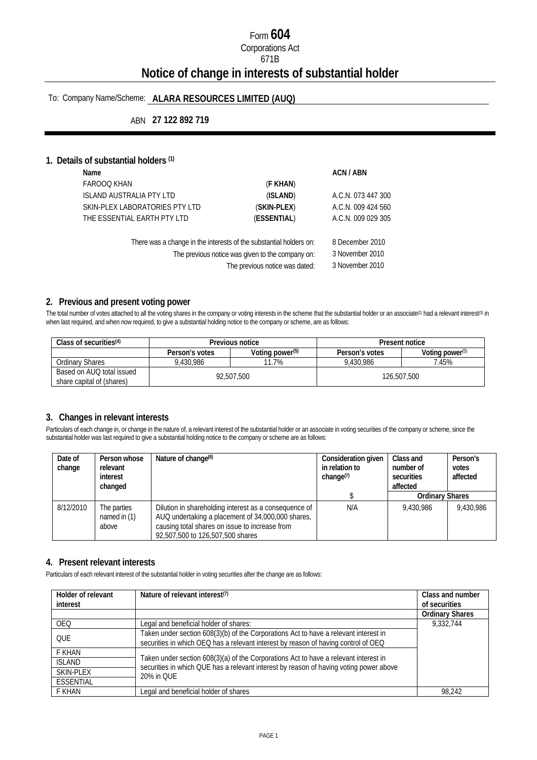Form **604**

Corporations Act

671B

# Notice of change in interests of substantial holder

To: Company Name/Scheme: **ALARA RESOURCES LIMITED (AUQ)**

ABN **27 122 892 719**

## 1. Details of substantial holders [(1)]

| Name | | ACN / ABN |
|---|---|---|
| FAROOQ KHAN | (**F KHAN**) | |
| ISLAND AUSTRALIA PTY LTD | (**ISLAND**) | A.C.N. 073 447 300 |
| SKIN-PLEX LABORATORIES PTY LTD | (**SKIN-PLEX**) | A.C.N. 009 424 560 |
| THE ESSENTIAL EARTH PTY LTD | (**ESSENTIAL**) | A.C.N. 009 029 305 |

There was a change in the interests of the substantial holders on: 8 December 2010

The previous notice was given to the company on: 3 November 2010

The previous notice was dated: 3 November 2010

## 2. Previous and present voting power

The total number of votes attached to all the voting shares in the company or voting interests in the scheme that the substantial holder or an associate[(2)] had a relevant interest[(3)] in when last required, and when now required, to give a substantial holding notice to the company or scheme, are as follows:

| Class of securities[(4)] | Previous notice | | Present notice | |
|---|---|---|---|---|
| | Person's votes | Voting power[(5)] | Person's votes | Voting power[(5)] |
| Ordinary Shares | 9,430,986 | 11.7% | 9,430,986 | 7.45% |
| Based on AUQ total issued share capital of (shares) | 92,507,500 | | 126,507,500 | |

## 3. Changes in relevant interests

Particulars of each change in, or change in the nature of, a relevant interest of the substantial holder or an associate in voting securities of the company or scheme, since the substantial holder was last required to give a substantial holding notice to the company or scheme are as follows:

| Date of change | Person whose relevant interest changed | Nature of change[(6)] | Consideration given in relation to change[(7)] | Class and number of securities affected | Person's votes affected |
|---|---|---|---|---|---|
| | | | $ | Ordinary Shares | |
| 8/12/2010 | The parties named in (1) above | Dilution in shareholding interest as a consequence of AUQ undertaking a placement of 34,000,000 shares, causing total shares on issue to increase from 92,507,500 to 126,507,500 shares | N/A | 9,430,986 | 9,430,986 |

## 4. Present relevant interests

Particulars of each relevant interest of the substantial holder in voting securities after the change are as follows:

| Holder of relevant interest | Nature of relevant interest[(7)] | Class and number of securities |
|---|---|---|
| | | Ordinary Shares |
| OEQ | Legal and beneficial holder of shares: | 9,332,744 |
| QUE | Taken under section 608(3)(b) of the Corporations Act to have a relevant interest in securities in which OEQ has a relevant interest by reason of having control of OEQ | |
| F KHAN | Taken under section 608(3)(a) of the Corporations Act to have a relevant interest in securities in which QUE has a relevant interest by reason of having voting power above 20% in QUE | |
| ISLAND | | |
| SKIN-PLEX | | |
| ESSENTIAL | | |
| F KHAN | Legal and beneficial holder of shares | 98,242 |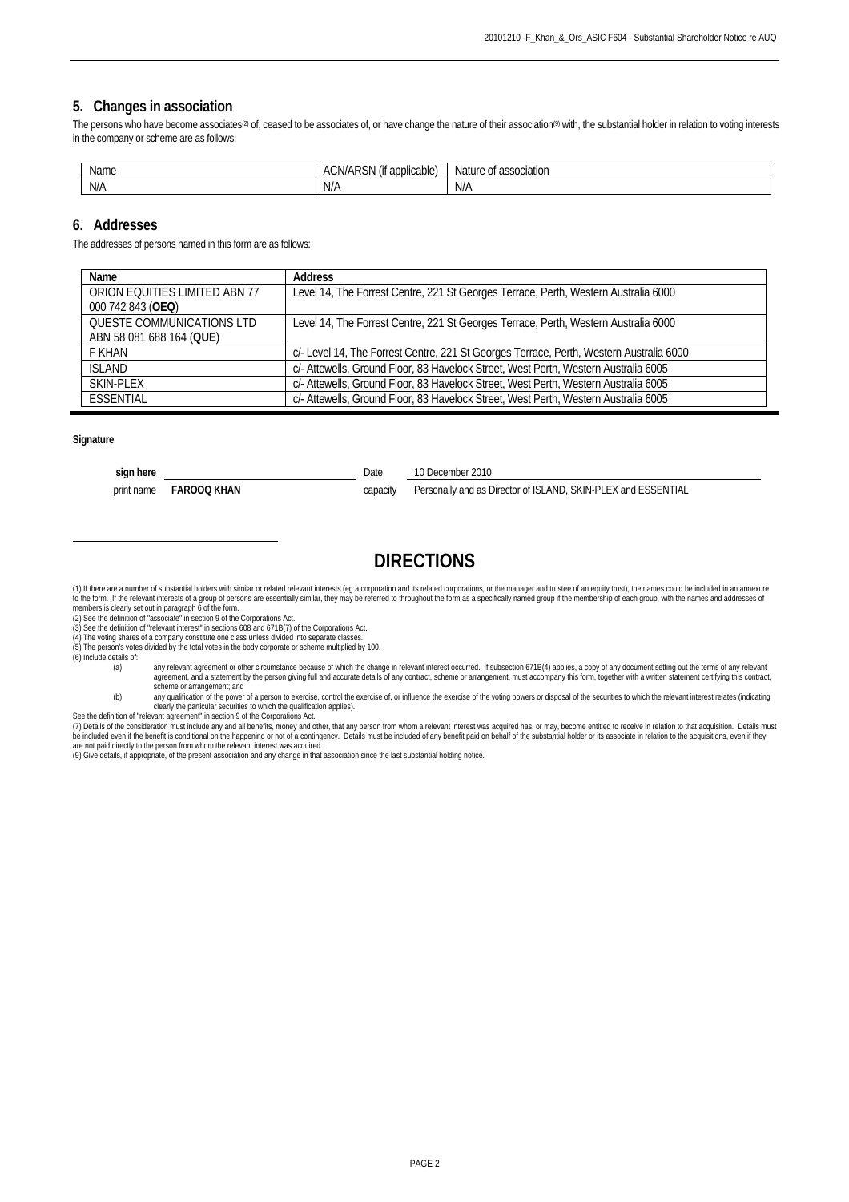## 5. Changes in association

The persons who have become associates[2] of, ceased to be associates of, or have change the nature of their association[9] with, the substantial holder in relation to voting interests in the company or scheme are as follows:

| Name | ACN/ARSN (if applicable) | Nature of association |
|---|---|---|
| N/A | N/A | N/A |

## 6. Addresses

The addresses of persons named in this form are as follows:

| Name | Address |
|---|---|
| ORION EQUITIES LIMITED ABN 77 000 742 843 (**OEQ**) | Level 14, The Forrest Centre, 221 St Georges Terrace, Perth, Western Australia 6000 |
| QUESTE COMMUNICATIONS LTD ABN 58 081 688 164 (**QUE**) | Level 14, The Forrest Centre, 221 St Georges Terrace, Perth, Western Australia 6000 |
| F KHAN | c/- Level 14, The Forrest Centre, 221 St Georges Terrace, Perth, Western Australia 6000 |
| ISLAND | c/- Attewells, Ground Floor, 83 Havelock Street, West Perth, Western Australia 6005 |
| SKIN-PLEX | c/- Attewells, Ground Floor, 83 Havelock Street, West Perth, Western Australia 6005 |
| ESSENTIAL | c/- Attewells, Ground Floor, 83 Havelock Street, West Perth, Western Australia 6005 |

**Signature**

**sign here** ______________________ Date 10 December 2010

print name **FAROOQ KHAN** capacity Personally and as Director of ISLAND, SKIN-PLEX and ESSENTIAL

# DIRECTIONS

(1) If there are a number of substantial holders with similar or related relevant interests (eg a corporation and its related corporations, or the manager and trustee of an equity trust), the names could be included in an annexure to the form. If the relevant interests of a group of persons are essentially similar, they may be referred to throughout the form as a specifically named group if the membership of each group, with the names and addresses of members is clearly set out in paragraph 6 of the form.

(2) See the definition of "associate" in section 9 of the Corporations Act.

(3) See the definition of "relevant interest" in sections 608 and 671B(7) of the Corporations Act.

(4) The voting shares of a company constitute one class unless divided into separate classes.

(5) The person's votes divided by the total votes in the body corporate or scheme multiplied by 100.

(6) Include details of:

(a) any relevant agreement or other circumstance because of which the change in relevant interest occurred. If subsection 671B(4) applies, a copy of any document setting out the terms of any relevant agreement, and a statement by the person giving full and accurate details of any contract, scheme or arrangement, must accompany this form, together with a written statement certifying this contract, scheme or arrangement; and

(b) any qualification of the power of a person to exercise, control the exercise of, or influence the exercise of the voting powers or disposal of the securities to which the relevant interest relates (indicating clearly the particular securities to which the qualification applies).

See the definition of "relevant agreement" in section 9 of the Corporations Act.

(7) Details of the consideration must include any and all benefits, money and other, that any person from whom a relevant interest was acquired has, or may, become entitled to receive in relation to that acquisition. Details must be included even if the benefit is conditional on the happening or not of a contingency. Details must be included of any benefit paid on behalf of the substantial holder or its associate in relation to the acquisitions, even if they are not paid directly to the person from whom the relevant interest was acquired.

(9) Give details, if appropriate, of the present association and any change in that association since the last substantial holding notice.